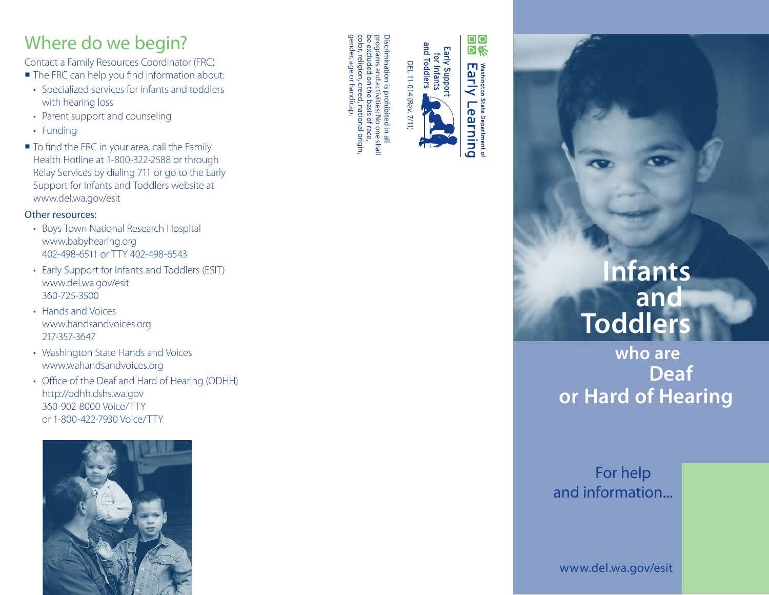# Where do we begin?

Contact a Family Resources Coordinator (FRC)

- The FRC can help you find information about:
  - Specialized services for infants and toddlers with hearing loss
  - Parent support and counseling
  - Funding
- To find the FRC in your area, call the Family Health Hotline at 1-800-322-2588 or through Relay Services by dialing 711 or go to the Early Support for Infants and Toddlers website at www.del.wa.gov/esit

### Other resources:

- Boys Town National Research Hospital
  www.babyhearing.org
  402-498-6511 or TTY 402-498-6543
- Early Support for Infants and Toddlers (ESIT)
  www.del.wa.gov/esit
  360-725-3500
- Hands and Voices
  www.handsandvoices.org
  217-357-3647
- Washington State Hands and Voices
  www.wahandsandvoices.org
- Office of the Deaf and Hard of Hearing (ODHH)
  http://odhh.dshs.wa.gov
  360-902-8000 Voice/TTY
  or 1-800-422-7930 Voice/TTY

Washington State Department of Early Learning

Early Support for Infants and Toddlers

DEL 11-014 (Rev. 7/11)

Discrimination is prohibited in all programs and activities: No one shall be excluded on the basis of race, color, religion, creed, national origin, gender, age or handicap.

# Infants and Toddlers who are Deaf or Hard of Hearing

For help and information...

www.del.wa.gov/esit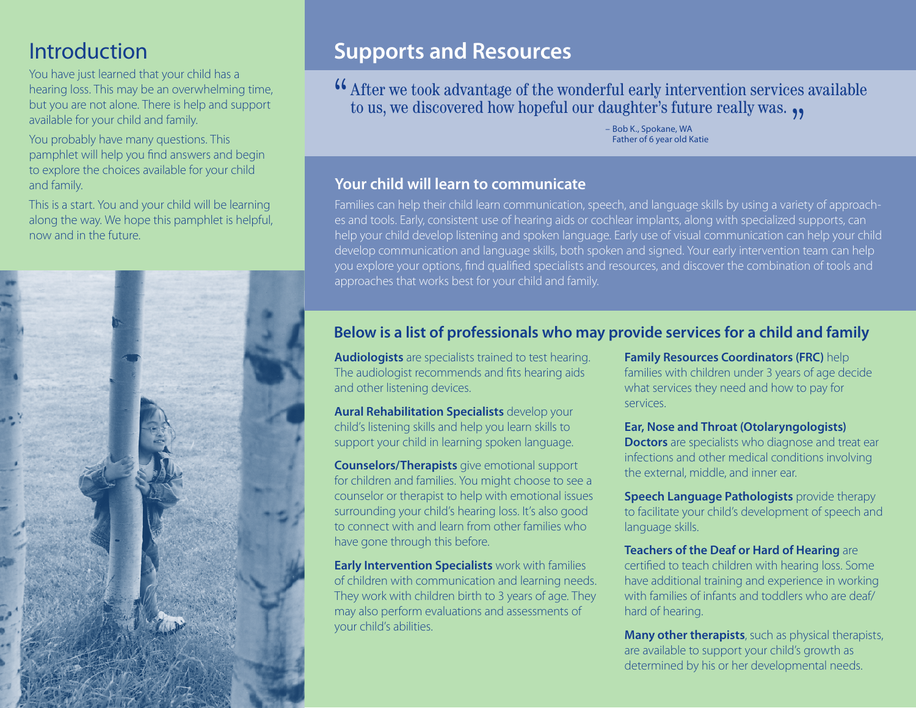## Introduction

You have just learned that your child has a hearing loss. This may be an overwhelming time, but you are not alone. There is help and support available for your child and family.

You probably have many questions. This pamphlet will help you find answers and begin to explore the choices available for your child and family.

This is a start. You and your child will be learning along the way. We hope this pamphlet is helpful, now and in the future.

# Supports and Resources

> "After we took advantage of the wonderful early intervention services available to us, we discovered how hopeful our daughter's future really was."
>
> – Bob K., Spokane, WA
> Father of 6 year old Katie

### Your child will learn to communicate

Families can help their child learn communication, speech, and language skills by using a variety of approaches and tools. Early, consistent use of hearing aids or cochlear implants, along with specialized supports, can help your child develop listening and spoken language. Early use of visual communication can help your child develop communication and language skills, both spoken and signed. Your early intervention team can help you explore your options, find qualified specialists and resources, and discover the combination of tools and approaches that works best for your child and family.

### Below is a list of professionals who may provide services for a child and family

**Audiologists** are specialists trained to test hearing. The audiologist recommends and fits hearing aids and other listening devices.

**Aural Rehabilitation Specialists** develop your child's listening skills and help you learn skills to support your child in learning spoken language.

**Counselors/Therapists** give emotional support for children and families. You might choose to see a counselor or therapist to help with emotional issues surrounding your child's hearing loss. It's also good to connect with and learn from other families who have gone through this before.

**Early Intervention Specialists** work with families of children with communication and learning needs. They work with children birth to 3 years of age. They may also perform evaluations and assessments of your child's abilities.

**Family Resources Coordinators (FRC)** help families with children under 3 years of age decide what services they need and how to pay for services.

**Ear, Nose and Throat (Otolaryngologists) Doctors** are specialists who diagnose and treat ear infections and other medical conditions involving the external, middle, and inner ear.

**Speech Language Pathologists** provide therapy to facilitate your child's development of speech and language skills.

**Teachers of the Deaf or Hard of Hearing** are certified to teach children with hearing loss. Some have additional training and experience in working with families of infants and toddlers who are deaf/hard of hearing.

**Many other therapists**, such as physical therapists, are available to support your child's growth as determined by his or her developmental needs.